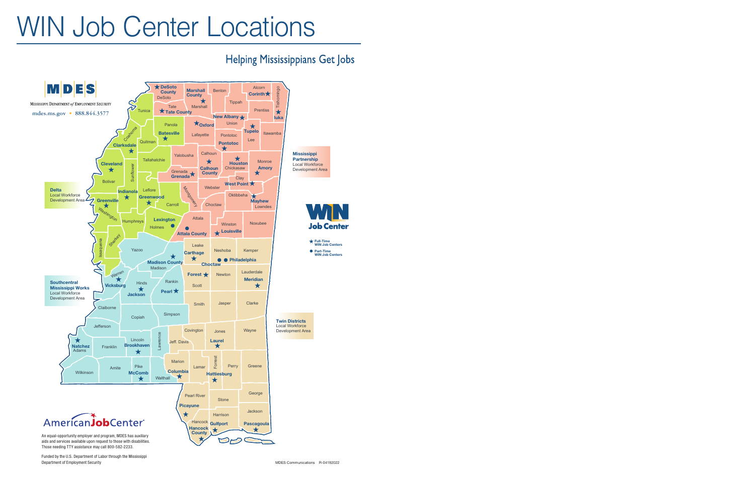# WIN Job Center Locations

## Helping Mississippians Get Jobs

MDES

Mississippi Department of Employment Security

mdes.ms.gov • 888.844.3577

**Delta** Local Workforce Development Area

**Mississippi Partnership** Local Workforce Development Area

**Southcentral Mississippi Works** Local Workforce Development Area

**Twin Districts** Local Workforce Development Area

WIN Job Center

★ Full-Time WIN Job Centers

● Part-Time WIN Job Centers

DeSoto County, Marshall County, Corinth, Tate County, Iuka, New Albany, Oxford, Tupelo, Batesville, Pontotoc, Clarksdale, Houston, Cleveland, Calhoun County, Amory, Grenada, West Point, Indianola, Greenwood, Mayhew, Greenville, Lexington, Attala County, Louisville, Carthage, Madison County, Choctaw, Philadelphia, Forest, Meridian, Vicksburg, Jackson, Pearl, Natchez, Brookhaven, Laurel, McComb, Columbia, Hattiesburg, Picayune, Gulfport, Pascagoula, Hancock County

AmericanJobCenter

An equal-opportunity employer and program, MDES has auxiliary aids and services available upon request to those with disabilities. Those needing TTY assistance may call 800-582-2233.

Funded by the U.S. Department of Labor through the Mississippi Department of Employment Security

MDES Communications R-04192022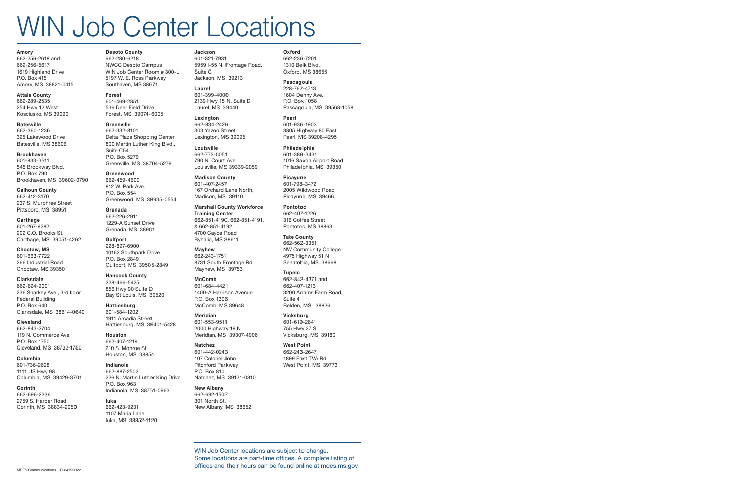# WIN Job Center Locations

**Amory**
662-256-2618 and
662-256-5617
1619 Highland Drive
P.O. Box 415
Amory, MS 38821-0415

**Attala County**
662-289-2535
254 Hwy 12 West
Kosciusko, MS 39090

**Batesville**
662-360-1236
325 Lakewood Drive
Batesville, MS 38606

**Brookhaven**
601-833-3511
545 Brookway Blvd.
P.O. Box 790
Brookhaven, MS 39602-0790

**Calhoun County**
662-412-3170
237 S. Murphree Street
Pittsboro, MS 38951

**Carthage**
601-267-9282
202 C.O. Brooks St.
Carthage, MS 39051-4262

**Choctaw, MS**
601-663-7722
266 Industrial Road
Choctaw, MS 39350

**Clarksdale**
662-624-9001
236 Sharkey Ave., 3rd floor
Federal Building
P.O. Box 640
Clarksdale, MS 38614-0640

**Cleveland**
662-843-2704
119 N. Commerce Ave.
P.O. Box 1750
Cleveland, MS 38732-1750

**Columbia**
601-736-2628
1111 US Hwy 98
Columbia, MS 39429-3701

**Corinth**
662-696-2336
2759 S. Harper Road
Corinth, MS 38834-2050

**Desoto County**
662-280-6218
NWCC Desoto Campus
WIN Job Center Room # 300-L
5197 W. E. Ross Parkway
Southaven, MS 38671

**Forest**
601-469-2851
536 Deer Field Drive
Forest, MS 39074-6005

**Greenville**
662-332-8101
Delta Plaza Shopping Center
800 Martin Luther King Blvd.,
Suite C54
P.O. Box 5279
Greenville, MS 38704-5279

**Greenwood**
662-459-4600
812 W. Park Ave.
P.O. Box 554
Greenwood, MS 38935-0554

**Grenada**
662-226-2911
1229-A Sunset Drive
Grenada, MS 38901

**Gulfport**
228-897-6900
10162 Southpark Drive
P.O. Box 2849
Gulfport, MS 39505-2849

**Hancock County**
228-466-5425
856 Hwy 90 Suite D
Bay St Louis, MS 39520

**Hattiesburg**
601-584-1202
1911 Arcadia Street
Hattiesburg, MS 39401-5428

**Houston**
662-407-1219
210 S. Monroe St.
Houston, MS 38851

**Indianola**
662-887-2502
226 N. Martin Luther King Drive
P.O. Box 963
Indianola, MS 38751-0963

**Iuka**
662-423-9231
1107 Maria Lane
Iuka, MS 38852-1120

**Jackson**
601-321-7931
5959 I-55 N, Frontage Road,
Suite C
Jackson, MS 39213

**Laurel**
601-399-4000
2139 Hwy 15 N, Suite D
Laurel, MS 39440

**Lexington**
662-834-2426
303 Yazoo Street
Lexington, MS 39095

**Louisville**
662-773-5051
790 N. Court Ave.
Louisville, MS 39339-2059

**Madison County**
601-407-2457
167 Orchard Lane North,
Madison, MS 39110

**Marshall County Workforce Training Center**
662-851-4190, 662-851-4191,
& 662-851-4192
4700 Cayce Road
Byhalia, MS 38611

**Mayhew**
662-243-1751
8731 South Frontage Rd
Mayhew, MS 39753

**McComb**
601-684-4421
1400-A Harrison Avenue
P.O. Box 1306
McComb, MS 39648

**Meridian**
601-553-9511
2000 Highway 19 N
Meridian, MS 39307-4906

**Natchez**
601-442-0243
107 Colonel John
Pitchford Parkway
P.O. Box 810
Natchez, MS 39121-0810

**New Albany**
662-692-1502
301 North St.
New Albany, MS 38652

**Oxford**
662-236-7201
1310 Belk Blvd.
Oxford, MS 38655

**Pascagoula**
228-762-4713
1604 Denny Ave.
P.O. Box 1058
Pascagoula, MS 39568-1058

**Pearl**
601-936-1903
3805 Highway 80 East
Pearl, MS 39208-4295

**Philadelphia**
601-389-3431
1016 Saxon Airport Road
Philadelphia, MS 39350

**Picayune**
601-798-3472
2005 Wildwood Road
Picayune, MS 39466

**Pontotoc**
662-407-1226
316 Coffee Street
Pontotoc, MS 38863

**Tate County**
662-562-3351
NW Community College
4975 Highway 51 N
Senatobia, MS 38668

**Tupelo**
662-842-4371 and
662-407-1213
3200 Adams Farm Road,
Suite 4
Belden, MS 38826

**Vicksburg**
601-619-2841
755 Hwy 27 S.
Vicksburg, MS 39180

**West Point**
662-243-2647
1899 East TVA Rd
West Point, MS 39773

WIN Job Center locations are subject to change.
Some locations are part-time offices. A complete listing of offices and their hours can be found online at mdes.ms.gov

MDES Communications R-04192022